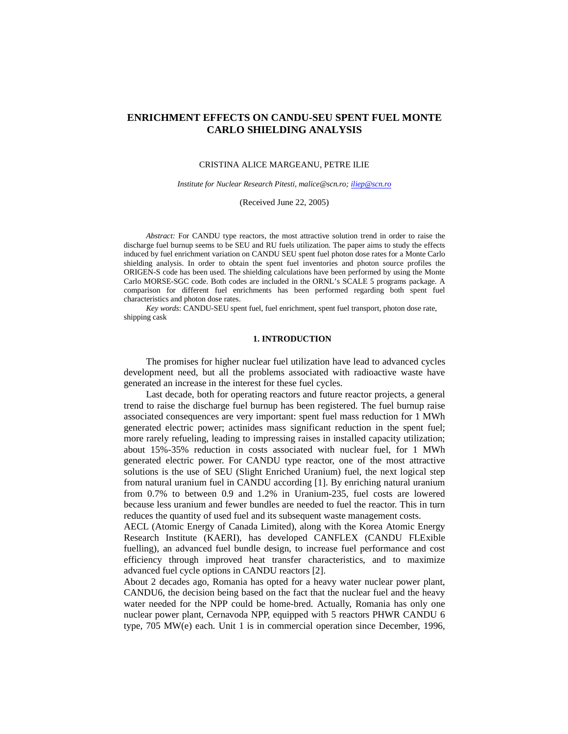# ENRICHMENT EFFECTS ON CANDU-SEU SPENT FUEL MONTE CARLO SHIELDING ANALYSIS

CRISTINA ALICE MARGEANU, PETRE ILIE

*Institute for Nuclear Research Pitesti, malice@scn.ro; iliep@scn.ro*

(Received June 22, 2005)

*Abstract:* For CANDU type reactors, the most attractive solution trend in order to raise the discharge fuel burnup seems to be SEU and RU fuels utilization. The paper aims to study the effects induced by fuel enrichment variation on CANDU SEU spent fuel photon dose rates for a Monte Carlo shielding analysis. In order to obtain the spent fuel inventories and photon source profiles the ORIGEN-S code has been used. The shielding calculations have been performed by using the Monte Carlo MORSE-SGC code. Both codes are included in the ORNL's SCALE 5 programs package. A comparison for different fuel enrichments has been performed regarding both spent fuel characteristics and photon dose rates.

*Key words*: CANDU-SEU spent fuel, fuel enrichment, spent fuel transport, photon dose rate, shipping cask

## 1. INTRODUCTION

The promises for higher nuclear fuel utilization have lead to advanced cycles development need, but all the problems associated with radioactive waste have generated an increase in the interest for these fuel cycles.

Last decade, both for operating reactors and future reactor projects, a general trend to raise the discharge fuel burnup has been registered. The fuel burnup raise associated consequences are very important: spent fuel mass reduction for 1 MWh generated electric power; actinides mass significant reduction in the spent fuel; more rarely refueling, leading to impressing raises in installed capacity utilization; about 15%-35% reduction in costs associated with nuclear fuel, for 1 MWh generated electric power. For CANDU type reactor, one of the most attractive solutions is the use of SEU (Slight Enriched Uranium) fuel, the next logical step from natural uranium fuel in CANDU according [1]. By enriching natural uranium from 0.7% to between 0.9 and 1.2% in Uranium-235, fuel costs are lowered because less uranium and fewer bundles are needed to fuel the reactor. This in turn reduces the quantity of used fuel and its subsequent waste management costs.

AECL (Atomic Energy of Canada Limited), along with the Korea Atomic Energy Research Institute (KAERI), has developed CANFLEX (CANDU FLExible fuelling), an advanced fuel bundle design, to increase fuel performance and cost efficiency through improved heat transfer characteristics, and to maximize advanced fuel cycle options in CANDU reactors [2].

About 2 decades ago, Romania has opted for a heavy water nuclear power plant, CANDU6, the decision being based on the fact that the nuclear fuel and the heavy water needed for the NPP could be home-bred. Actually, Romania has only one nuclear power plant, Cernavoda NPP, equipped with 5 reactors PHWR CANDU 6 type, 705 MW(e) each. Unit 1 is in commercial operation since December, 1996,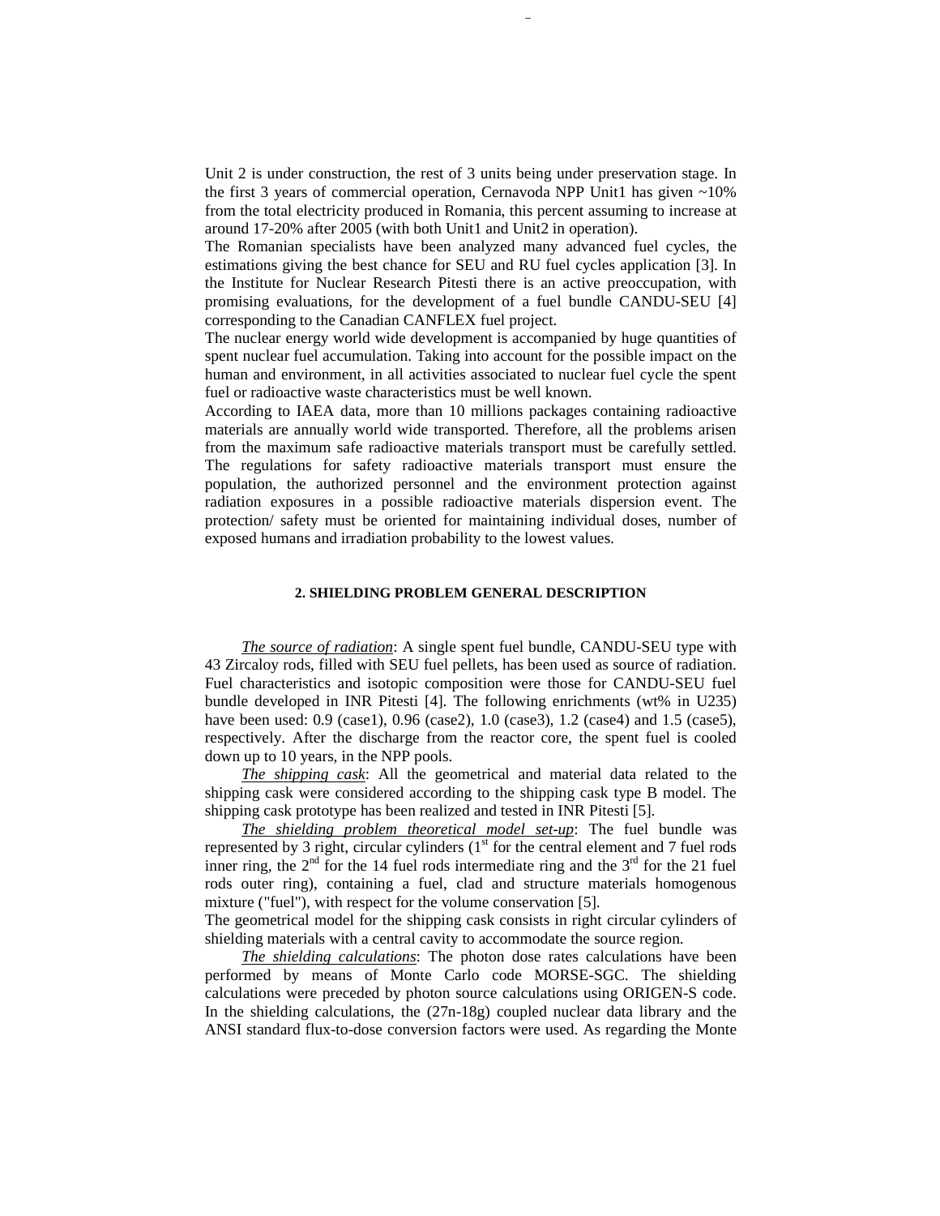Unit 2 is under construction, the rest of 3 units being under preservation stage. In the first 3 years of commercial operation, Cernavoda NPP Unit1 has given ~10% from the total electricity produced in Romania, this percent assuming to increase at around 17-20% after 2005 (with both Unit1 and Unit2 in operation).
The Romanian specialists have been analyzed many advanced fuel cycles, the estimations giving the best chance for SEU and RU fuel cycles application [3]. In the Institute for Nuclear Research Pitesti there is an active preoccupation, with promising evaluations, for the development of a fuel bundle CANDU-SEU [4] corresponding to the Canadian CANFLEX fuel project.
The nuclear energy world wide development is accompanied by huge quantities of spent nuclear fuel accumulation. Taking into account for the possible impact on the human and environment, in all activities associated to nuclear fuel cycle the spent fuel or radioactive waste characteristics must be well known.
According to IAEA data, more than 10 millions packages containing radioactive materials are annually world wide transported. Therefore, all the problems arisen from the maximum safe radioactive materials transport must be carefully settled. The regulations for safety radioactive materials transport must ensure the population, the authorized personnel and the environment protection against radiation exposures in a possible radioactive materials dispersion event. The protection/ safety must be oriented for maintaining individual doses, number of exposed humans and irradiation probability to the lowest values.

## 2. SHIELDING PROBLEM GENERAL DESCRIPTION

*The source of radiation*: A single spent fuel bundle, CANDU-SEU type with 43 Zircaloy rods, filled with SEU fuel pellets, has been used as source of radiation. Fuel characteristics and isotopic composition were those for CANDU-SEU fuel bundle developed in INR Pitesti [4]. The following enrichments (wt% in U235) have been used: 0.9 (case1), 0.96 (case2), 1.0 (case3), 1.2 (case4) and 1.5 (case5), respectively. After the discharge from the reactor core, the spent fuel is cooled down up to 10 years, in the NPP pools.

*The shipping cask*: All the geometrical and material data related to the shipping cask were considered according to the shipping cask type B model. The shipping cask prototype has been realized and tested in INR Pitesti [5].

*The shielding problem theoretical model set-up*: The fuel bundle was represented by 3 right, circular cylinders (1st for the central element and 7 fuel rods inner ring, the 2nd for the 14 fuel rods intermediate ring and the 3rd for the 21 fuel rods outer ring), containing a fuel, clad and structure materials homogenous mixture ("fuel"), with respect for the volume conservation [5].
The geometrical model for the shipping cask consists in right circular cylinders of shielding materials with a central cavity to accommodate the source region.

*The shielding calculations*: The photon dose rates calculations have been performed by means of Monte Carlo code MORSE-SGC. The shielding calculations were preceded by photon source calculations using ORIGEN-S code. In the shielding calculations, the (27n-18g) coupled nuclear data library and the ANSI standard flux-to-dose conversion factors were used. As regarding the Monte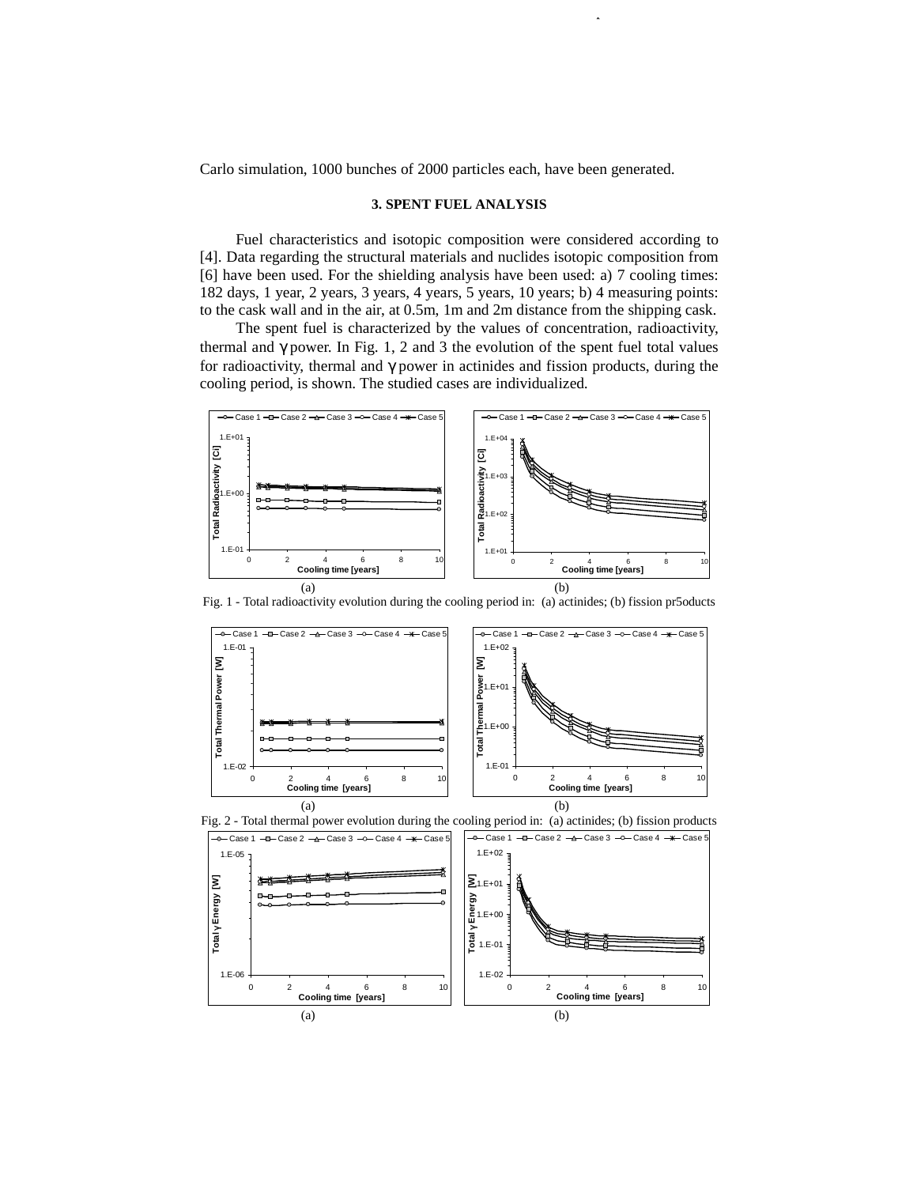Carlo simulation, 1000 bunches of 2000 particles each, have been generated.

### 3. SPENT FUEL ANALYSIS

Fuel characteristics and isotopic composition were considered according to [4]. Data regarding the structural materials and nuclides isotopic composition from [6] have been used. For the shielding analysis have been used: a) 7 cooling times: 182 days, 1 year, 2 years, 3 years, 4 years, 5 years, 10 years; b) 4 measuring points: to the cask wall and in the air, at 0.5m, 1m and 2m distance from the shipping cask.

The spent fuel is characterized by the values of concentration, radioactivity, thermal and $\gamma$ power. In Fig. 1, 2 and 3 the evolution of the spent fuel total values for radioactivity, thermal and $\gamma$ power in actinides and fission products, during the cooling period, is shown. The studied cases are individualized.

(a) (b)

Fig. 1 - Total radioactivity evolution during the cooling period in: (a) actinides; (b) fission pr5oducts

(a) (b)

Fig. 2 - Total thermal power evolution during the cooling period in: (a) actinides; (b) fission products

(a) (b)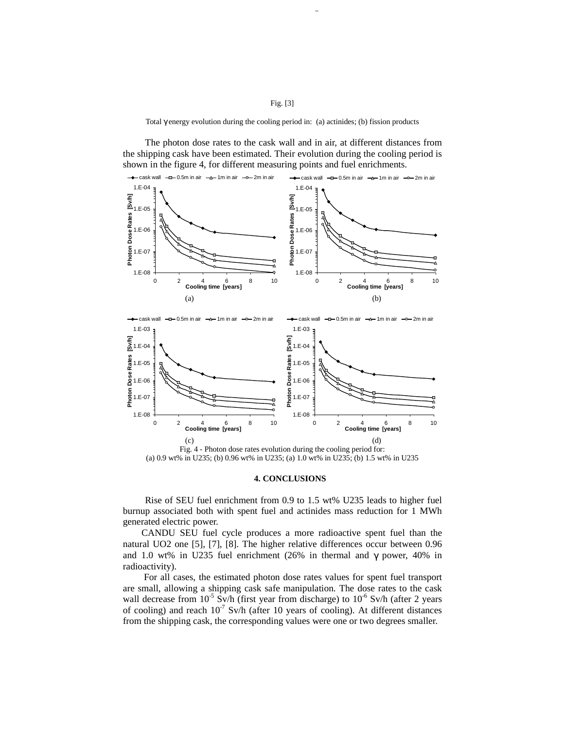Fig. [3]

Total γ energy evolution during the cooling period in: (a) actinides; (b) fission products

The photon dose rates to the cask wall and in air, at different distances from the shipping cask have been estimated. Their evolution during the cooling period is shown in the figure 4, for different measuring points and fuel enrichments.

Fig. 4 - Photon dose rates evolution during the cooling period for:
(a) 0.9 wt% in U235; (b) 0.96 wt% in U235; (a) 1.0 wt% in U235; (b) 1.5 wt% in U235

## 4. CONCLUSIONS

Rise of SEU fuel enrichment from 0.9 to 1.5 wt% U235 leads to higher fuel burnup associated both with spent fuel and actinides mass reduction for 1 MWh generated electric power.

CANDU SEU fuel cycle produces a more radioactive spent fuel than the natural UO2 one [5], [7], [8]. The higher relative differences occur between 0.96 and 1.0 wt% in U235 fuel enrichment (26% in thermal and γ power, 40% in radioactivity).

For all cases, the estimated photon dose rates values for spent fuel transport are small, allowing a shipping cask safe manipulation. The dose rates to the cask wall decrease from $10^{-5}$ Sv/h (first year from discharge) to $10^{-6}$ Sv/h (after 2 years of cooling) and reach $10^{-7}$ Sv/h (after 10 years of cooling). At different distances from the shipping cask, the corresponding values were one or two degrees smaller.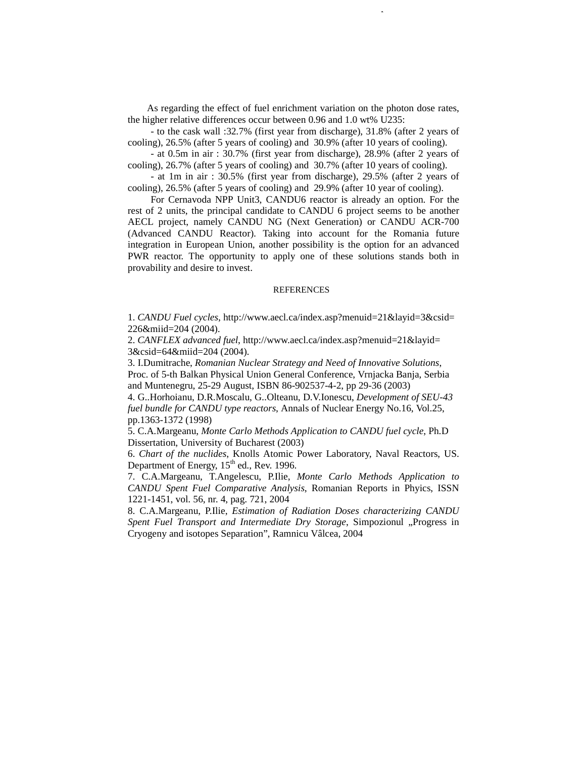As regarding the effect of fuel enrichment variation on the photon dose rates, the higher relative differences occur between 0.96 and 1.0 wt% U235:

- to the cask wall :32.7% (first year from discharge), 31.8% (after 2 years of cooling), 26.5% (after 5 years of cooling) and 30.9% (after 10 years of cooling).
- at 0.5m in air : 30.7% (first year from discharge), 28.9% (after 2 years of cooling), 26.7% (after 5 years of cooling) and 30.7% (after 10 years of cooling).
- at 1m in air : 30.5% (first year from discharge), 29.5% (after 2 years of cooling), 26.5% (after 5 years of cooling) and 29.9% (after 10 year of cooling).

For Cernavoda NPP Unit3, CANDU6 reactor is already an option. For the rest of 2 units, the principal candidate to CANDU 6 project seems to be another AECL project, namely CANDU NG (Next Generation) or CANDU ACR-700 (Advanced CANDU Reactor). Taking into account for the Romania future integration in European Union, another possibility is the option for an advanced PWR reactor. The opportunity to apply one of these solutions stands both in provability and desire to invest.

## REFERENCES

1. *CANDU Fuel cycles*, http://www.aecl.ca/index.asp?menuid=21&layid=3&csid=226&miid=204 (2004).
2. *CANFLEX advanced fuel*, http://www.aecl.ca/index.asp?menuid=21&layid=3&csid=64&miid=204 (2004).
3. I.Dumitrache, *Romanian Nuclear Strategy and Need of Innovative Solutions*, Proc. of 5-th Balkan Physical Union General Conference, Vrnjacka Banja, Serbia and Muntenegru, 25-29 August, ISBN 86-902537-4-2, pp 29-36 (2003)
4. G..Horhoianu, D.R.Moscalu, G..Olteanu, D.V.Ionescu, *Development of SEU-43 fuel bundle for CANDU type reactors*, Annals of Nuclear Energy No.16, Vol.25, pp.1363-1372 (1998)
5. C.A.Margeanu, *Monte Carlo Methods Application to CANDU fuel cycle*, Ph.D Dissertation, University of Bucharest (2003)
6. *Chart of the nuclides*, Knolls Atomic Power Laboratory, Naval Reactors, US. Department of Energy, 15th ed., Rev. 1996.
7. C.A.Margeanu, T.Angelescu, P.Ilie, *Monte Carlo Methods Application to CANDU Spent Fuel Comparative Analysis*, Romanian Reports in Phyics, ISSN 1221-1451, vol. 56, nr. 4, pag. 721, 2004
8. C.A.Margeanu, P.Ilie, *Estimation of Radiation Doses characterizing CANDU Spent Fuel Transport and Intermediate Dry Storage*, Simpozionul „Progress in Cryogeny and isotopes Separation", Ramnicu Vâlcea, 2004